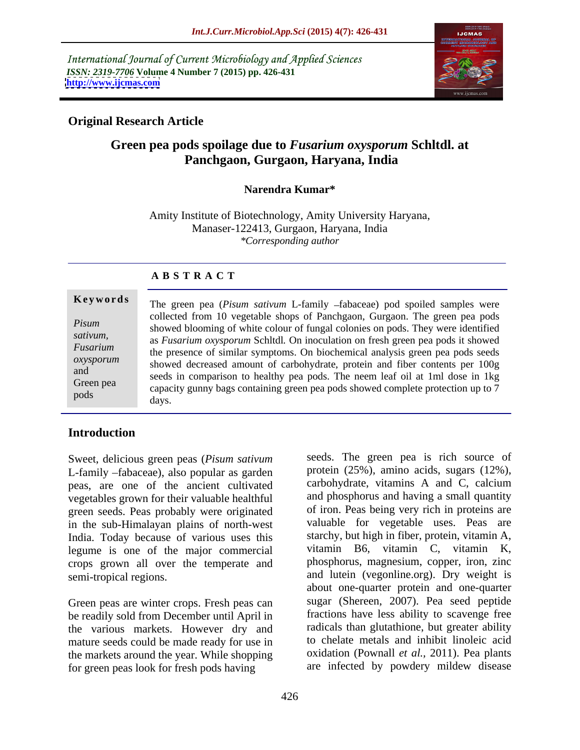International Journal of Current Microbiology and Applied Sciences
*ISSN: 2319-7706* **Volume 4 Number 7 (2015) pp. 426-431**
**http://www.ijcmas.com**

**Original Research Article**

# Green pea pods spoilage due to *Fusarium oxysporum* Schltdl. at Panchgaon, Gurgaon, Haryana, India

**Narendra Kumar***

Amity Institute of Biotechnology, Amity University Haryana, Manaser-122413, Gurgaon, Haryana, India
*\*Corresponding author*

## A B S T R A C T

**Keywords**

*Pisum sativum, Fusarium oxysporum* and Green pea pods

The green pea (*Pisum sativum* L-family –fabaceae) pod spoiled samples were collected from 10 vegetable shops of Panchgaon, Gurgaon. The green pea pods showed blooming of white colour of fungal colonies on pods. They were identified as *Fusarium oxysporum* Schltdl. On inoculation on fresh green pea pods it showed the presence of similar symptoms. On biochemical analysis green pea pods seeds showed decreased amount of carbohydrate, protein and fiber contents per 100g seeds in comparison to healthy pea pods. The neem leaf oil at 1ml dose in 1kg capacity gunny bags containing green pea pods showed complete protection up to 7 days.

## Introduction

Sweet, delicious green peas (*Pisum sativum* L-family –fabaceae), also popular as garden peas, are one of the ancient cultivated vegetables grown for their valuable healthful green seeds. Peas probably were originated in the sub-Himalayan plains of north-west India. Today because of various uses this legume is one of the major commercial crops grown all over the temperate and semi-tropical regions.

Green peas are winter crops. Fresh peas can be readily sold from December until April in the various markets. However dry and mature seeds could be made ready for use in the markets around the year. While shopping for green peas look for fresh pods having seeds. The green pea is rich source of protein (25%), amino acids, sugars (12%), carbohydrate, vitamins A and C, calcium and phosphorus and having a small quantity of iron. Peas being very rich in proteins are valuable for vegetable uses. Peas are starchy, but high in fiber, protein, vitamin A, vitamin B6, vitamin C, vitamin K, phosphorus, magnesium, copper, iron, zinc and lutein (vegonline.org). Dry weight is about one-quarter protein and one-quarter sugar (Shereen, 2007). Pea seed peptide fractions have less ability to scavenge free radicals than glutathione, but greater ability to chelate metals and inhibit linoleic acid oxidation (Pownall *et al.,* 2011). Pea plants are infected by powdery mildew disease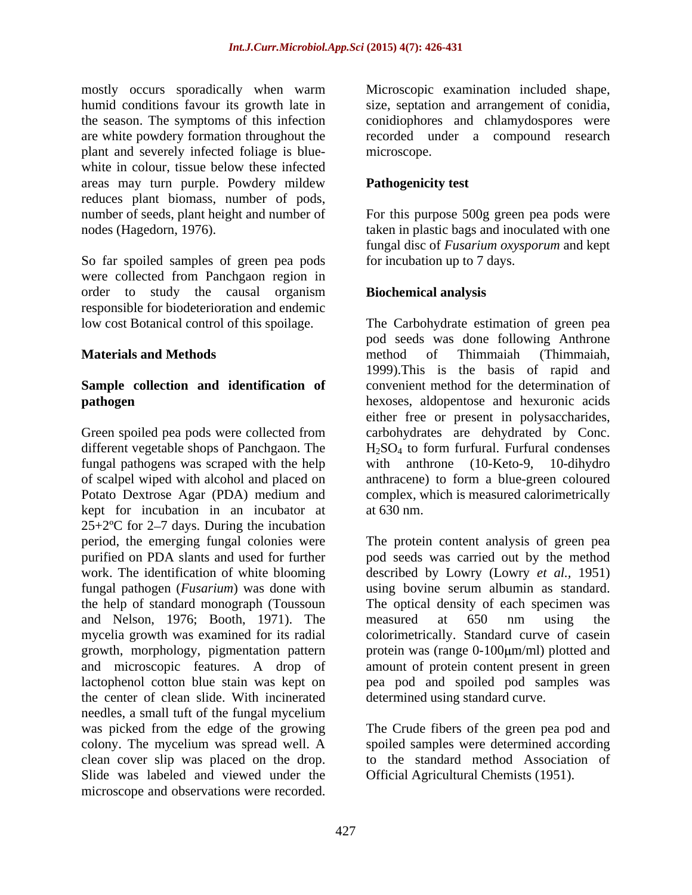mostly occurs sporadically when warm humid conditions favour its growth late in the season. The symptoms of this infection are white powdery formation throughout the plant and severely infected foliage is blue-white in colour, tissue below these infected areas may turn purple. Powdery mildew reduces plant biomass, number of pods, number of seeds, plant height and number of nodes (Hagedorn, 1976).

So far spoiled samples of green pea pods were collected from Panchgaon region in order to study the causal organism responsible for biodeterioration and endemic low cost Botanical control of this spoilage.

## Materials and Methods

### Sample collection and identification of pathogen

Green spoiled pea pods were collected from different vegetable shops of Panchgaon. The fungal pathogens was scraped with the help of scalpel wiped with alcohol and placed on Potato Dextrose Agar (PDA) medium and kept for incubation in an incubator at 25+2ºC for 2–7 days. During the incubation period, the emerging fungal colonies were purified on PDA slants and used for further work. The identification of white blooming fungal pathogen (*Fusarium*) was done with the help of standard monograph (Toussoun and Nelson, 1976; Booth, 1971). The mycelia growth was examined for its radial growth, morphology, pigmentation pattern and microscopic features. A drop of lactophenol cotton blue stain was kept on the center of clean slide. With incinerated needles, a small tuft of the fungal mycelium was picked from the edge of the growing colony. The mycelium was spread well. A clean cover slip was placed on the drop. Slide was labeled and viewed under the microscope and observations were recorded. Microscopic examination included shape, size, septation and arrangement of conidia, conidiophores and chlamydospores were recorded under a compound research microscope.

### Pathogenicity test

For this purpose 500g green pea pods were taken in plastic bags and inoculated with one fungal disc of *Fusarium oxysporum* and kept for incubation up to 7 days.

### Biochemical analysis

The Carbohydrate estimation of green pea pod seeds was done following Anthrone method of Thimmaiah (Thimmaiah, 1999).This is the basis of rapid and convenient method for the determination of hexoses, aldopentose and hexuronic acids either free or present in polysaccharides, carbohydrates are dehydrated by Conc. $H_2SO_4$ to form furfural. Furfural condenses with anthrone (10-Keto-9, 10-dihydro anthracene) to form a blue-green coloured complex, which is measured calorimetrically at 630 nm.

The protein content analysis of green pea pod seeds was carried out by the method described by Lowry (Lowry *et al.,* 1951) using bovine serum albumin as standard. The optical density of each specimen was measured at 650 nm using the colorimetrically. Standard curve of casein protein was (range 0-100μm/ml) plotted and amount of protein content present in green pea pod and spoiled pod samples was determined using standard curve.

The Crude fibers of the green pea pod and spoiled samples were determined according to the standard method Association of Official Agricultural Chemists (1951).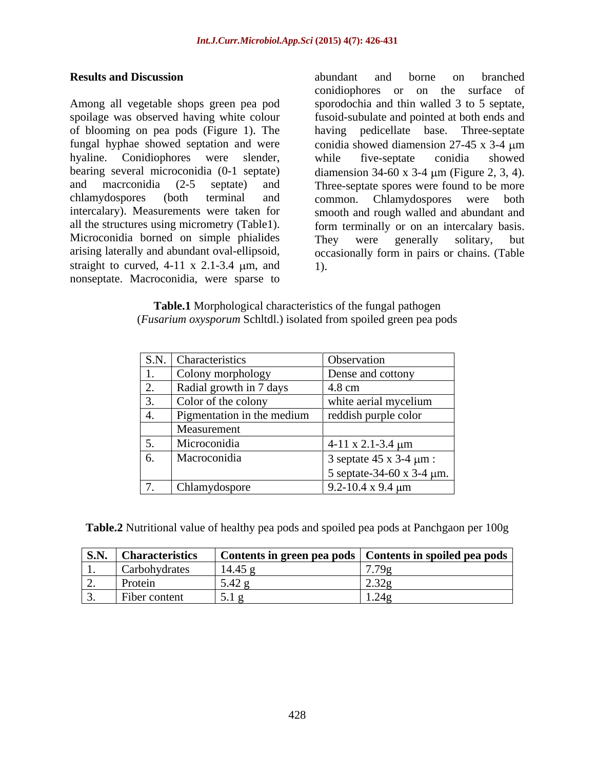## Results and Discussion

Among all vegetable shops green pea pod spoilage was observed having white colour of blooming on pea pods (Figure 1). The fungal hyphae showed septation and were hyaline. Conidiophores were slender, bearing several microconidia (0-1 septate) and macrconidia (2-5 septate) and chlamydospores (both terminal and intercalary). Measurements were taken for all the structures using micrometry (Table1). Microconidia borned on simple phialides arising laterally and abundant oval-ellipsoid, straight to curved, 4-11 x 2.1-3.4 μm, and nonseptate. Macroconidia, were sparse to abundant and borne on branched conidiophores or on the surface of sporodochia and thin walled 3 to 5 septate, fusoid-subulate and pointed at both ends and having pedicellate base. Three-septate conidia showed diamension 27-45 x 3-4 μm while five-septate conidia showed diamension 34-60 x 3-4 μm (Figure 2, 3, 4). Three-septate spores were found to be more common. Chlamydospores were both smooth and rough walled and abundant and form terminally or on an intercalary basis. They were generally solitary, but occasionally form in pairs or chains. (Table 1).

**Table.1** Morphological characteristics of the fungal pathogen (*Fusarium oxysporum* Schltdl.) isolated from spoiled green pea pods

| S.N. | Characteristics | Observation |
|---|---|---|
| 1. | Colony morphology | Dense and cottony |
| 2. | Radial growth in 7 days | 4.8 cm |
| 3. | Color of the colony | white aerial mycelium |
| 4. | Pigmentation in the medium | reddish purple color |
| | Measurement | |
| 5. | Microconidia | 4-11 x 2.1-3.4 μm |
| 6. | Macroconidia | 3 septate 45 x 3-4 μm : 5 septate-34-60 x 3-4 μm. |
| 7. | Chlamydospore | 9.2-10.4 x 9.4 μm |

**Table.2** Nutritional value of healthy pea pods and spoiled pea pods at Panchgaon per 100g

| S.N. | Characteristics | Contents in green pea pods | Contents in spoiled pea pods |
|---|---|---|---|
| 1. | Carbohydrates | 14.45 g | 7.79g |
| 2. | Protein | 5.42 g | 2.32g |
| 3. | Fiber content | 5.1 g | 1.24g |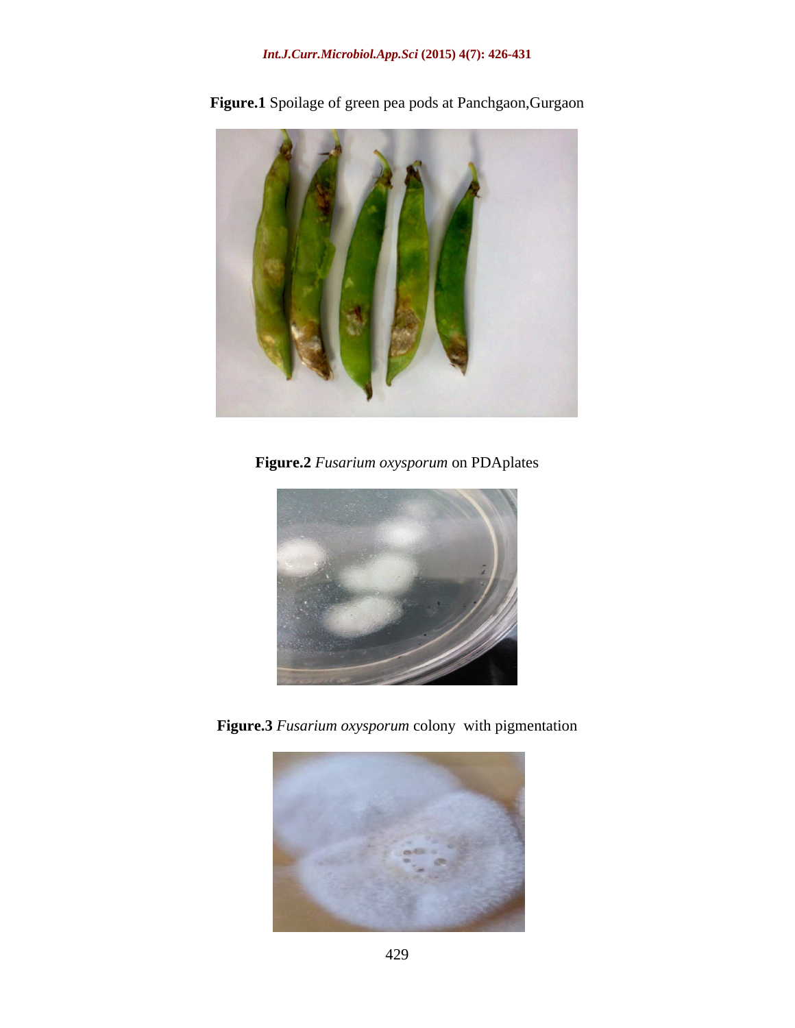**Figure.1** Spoilage of green pea pods at Panchgaon,Gurgaon

**Figure.2** *Fusarium oxysporum* on PDAplates

**Figure.3** *Fusarium oxysporum* colony with pigmentation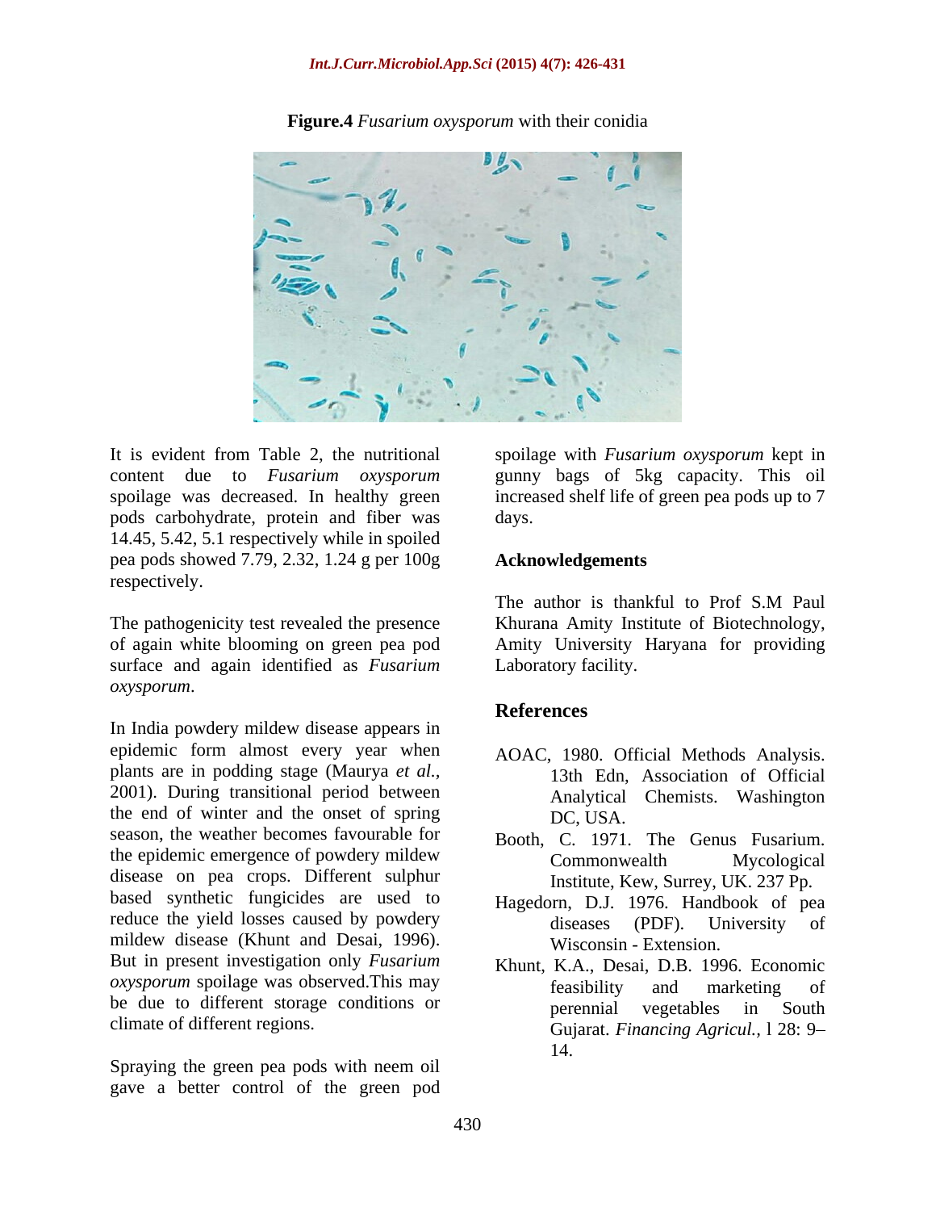**Figure.4** *Fusarium oxysporum* with their conidia

It is evident from Table 2, the nutritional content due to *Fusarium oxysporum* spoilage was decreased. In healthy green pods carbohydrate, protein and fiber was 14.45, 5.42, 5.1 respectively while in spoiled pea pods showed 7.79, 2.32, 1.24 g per 100g respectively.

The pathogenicity test revealed the presence of again white blooming on green pea pod surface and again identified as *Fusarium oxysporum*.

In India powdery mildew disease appears in epidemic form almost every year when plants are in podding stage (Maurya *et al.*, 2001). During transitional period between the end of winter and the onset of spring season, the weather becomes favourable for the epidemic emergence of powdery mildew disease on pea crops. Different sulphur based synthetic fungicides are used to reduce the yield losses caused by powdery mildew disease (Khunt and Desai, 1996). But in present investigation only *Fusarium oxysporum* spoilage was observed.This may be due to different storage conditions or climate of different regions.

Spraying the green pea pods with neem oil gave a better control of the green pod spoilage with *Fusarium oxysporum* kept in gunny bags of 5kg capacity. This oil increased shelf life of green pea pods up to 7 days.

## Acknowledgements

The author is thankful to Prof S.M Paul Khurana Amity Institute of Biotechnology, Amity University Haryana for providing Laboratory facility.

## References

AOAC, 1980. Official Methods Analysis. 13th Edn, Association of Official Analytical Chemists. Washington DC, USA.

Booth, C. 1971. The Genus Fusarium. Commonwealth Mycological Institute, Kew, Surrey, UK. 237 Pp.

Hagedorn, D.J. 1976. Handbook of pea diseases (PDF). University of Wisconsin - Extension.

Khunt, K.A., Desai, D.B. 1996. Economic feasibility and marketing of perennial vegetables in South Gujarat. *Financing Agricul.,* l 28: 9–14.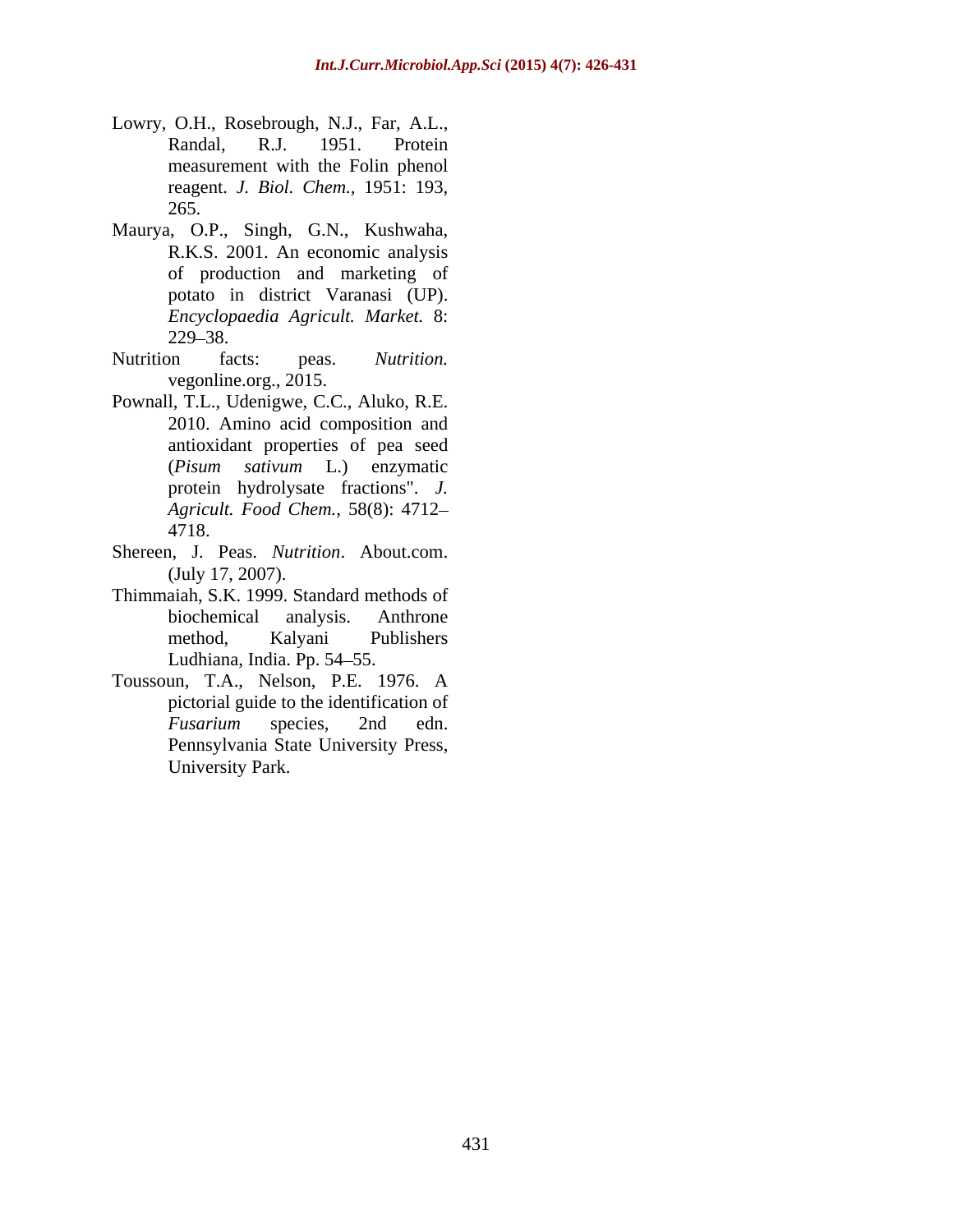Lowry, O.H., Rosebrough, N.J., Far, A.L., Randal, R.J. 1951. Protein measurement with the Folin phenol reagent. *J. Biol. Chem.*, 1951: 193, 265.

Maurya, O.P., Singh, G.N., Kushwaha, R.K.S. 2001. An economic analysis of production and marketing of potato in district Varanasi (UP). *Encyclopaedia Agricult. Market.* 8: 229–38.

Nutrition facts: peas. *Nutrition.* vegonline.org., 2015.

Pownall, T.L., Udenigwe, C.C., Aluko, R.E. 2010. Amino acid composition and antioxidant properties of pea seed (*Pisum sativum* L.) enzymatic protein hydrolysate fractions". *J. Agricult. Food Chem.*, 58(8): 4712–4718.

Shereen, J. Peas. *Nutrition*. About.com. (July 17, 2007).

Thimmaiah, S.K. 1999. Standard methods of biochemical analysis. Anthrone method, Kalyani Publishers Ludhiana, India. Pp. 54–55.

Toussoun, T.A., Nelson, P.E. 1976. A pictorial guide to the identification of *Fusarium* species, 2nd edn. Pennsylvania State University Press, University Park.